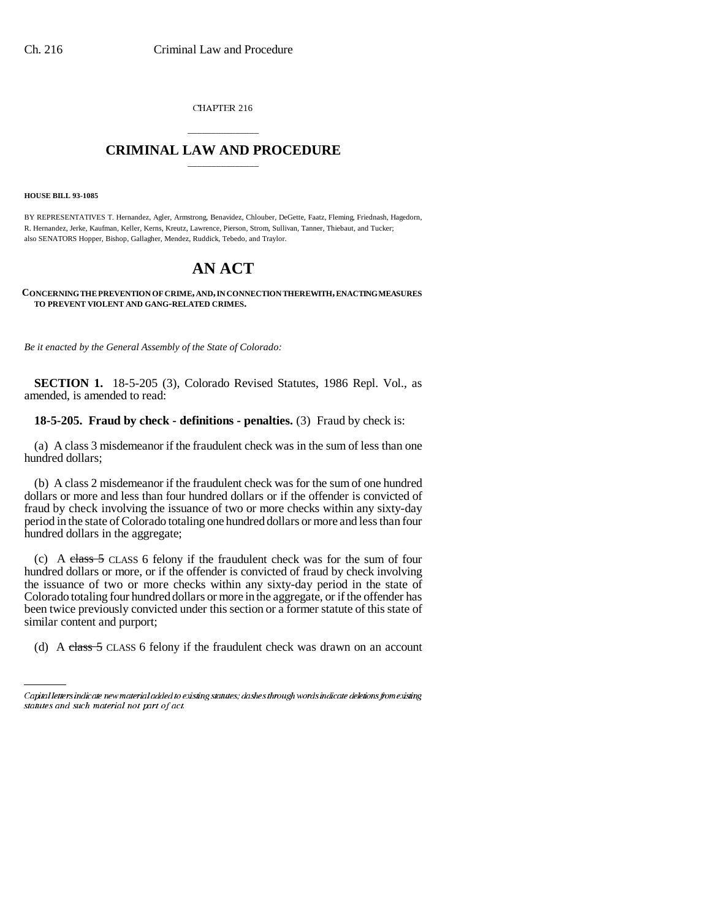CHAPTER 216

# CRIMINAL LAW AND PROCEDURE

**HOUSE BILL 93-1085**

BY REPRESENTATIVES T. Hernandez, Agler, Armstrong, Benavidez, Chlouber, DeGette, Faatz, Fleming, Friednash, Hagedorn, R. Hernandez, Jerke, Kaufman, Keller, Kerns, Kreutz, Lawrence, Pierson, Strom, Sullivan, Tanner, Thiebaut, and Tucker; also SENATORS Hopper, Bishop, Gallagher, Mendez, Ruddick, Tebedo, and Traylor.

# AN ACT

**CONCERNING THE PREVENTION OF CRIME, AND, IN CONNECTION THEREWITH, ENACTING MEASURES TO PREVENT VIOLENT AND GANG-RELATED CRIMES.**

*Be it enacted by the General Assembly of the State of Colorado:*

**SECTION 1.** 18-5-205 (3), Colorado Revised Statutes, 1986 Repl. Vol., as amended, is amended to read:

**18-5-205. Fraud by check - definitions - penalties.** (3) Fraud by check is:

(a) A class 3 misdemeanor if the fraudulent check was in the sum of less than one hundred dollars;

(b) A class 2 misdemeanor if the fraudulent check was for the sum of one hundred dollars or more and less than four hundred dollars or if the offender is convicted of fraud by check involving the issuance of two or more checks within any sixty-day period in the state of Colorado totaling one hundred dollars or more and less than four hundred dollars in the aggregate;

(c) A ~~class 5~~ CLASS 6 felony if the fraudulent check was for the sum of four hundred dollars or more, or if the offender is convicted of fraud by check involving the issuance of two or more checks within any sixty-day period in the state of Colorado totaling four hundred dollars or more in the aggregate, or if the offender has been twice previously convicted under this section or a former statute of this state of similar content and purport;

(d) A ~~class 5~~ CLASS 6 felony if the fraudulent check was drawn on an account

Capital letters indicate new material added to existing statutes; dashes through words indicate deletions from existing statutes and such material not part of act.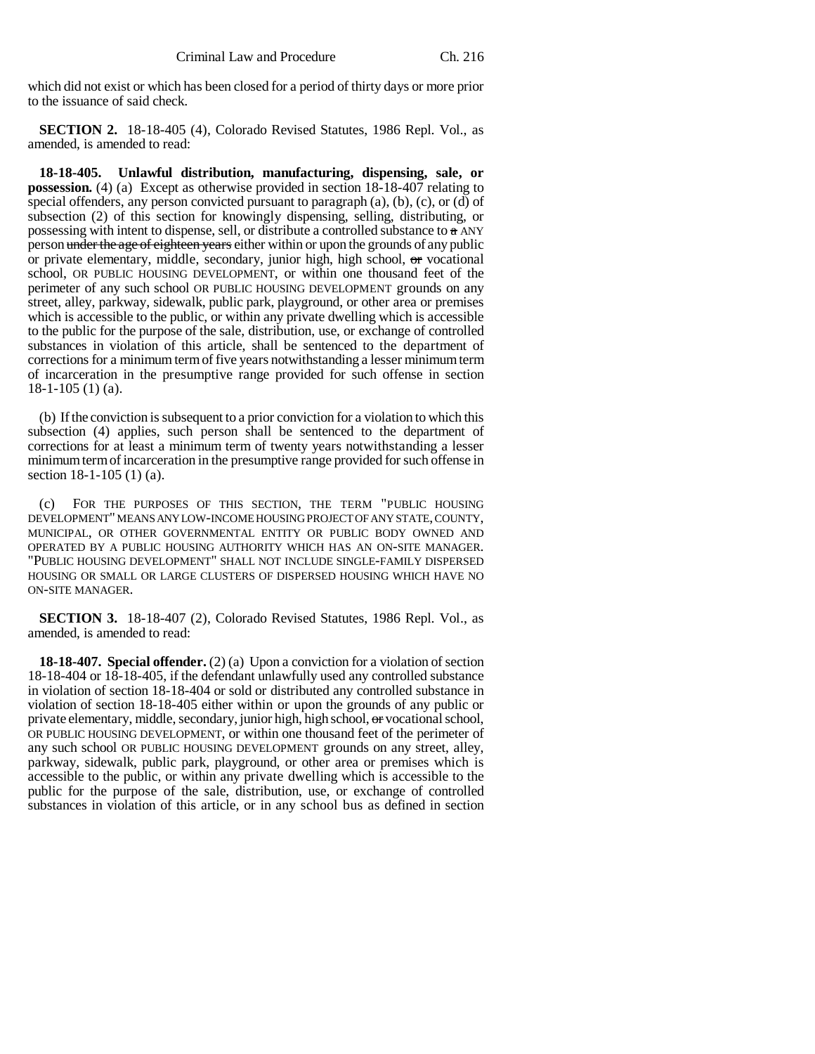which did not exist or which has been closed for a period of thirty days or more prior to the issuance of said check.

**SECTION 2.** 18-18-405 (4), Colorado Revised Statutes, 1986 Repl. Vol., as amended, is amended to read:

**18-18-405. Unlawful distribution, manufacturing, dispensing, sale, or possession.** (4) (a) Except as otherwise provided in section 18-18-407 relating to special offenders, any person convicted pursuant to paragraph (a), (b), (c), or (d) of subsection (2) of this section for knowingly dispensing, selling, distributing, or possessing with intent to dispense, sell, or distribute a controlled substance to ~~a~~ ANY person ~~under the age of eighteen years~~ either within or upon the grounds of any public or private elementary, middle, secondary, junior high, high school, ~~or~~ vocational school, OR PUBLIC HOUSING DEVELOPMENT, or within one thousand feet of the perimeter of any such school OR PUBLIC HOUSING DEVELOPMENT grounds on any street, alley, parkway, sidewalk, public park, playground, or other area or premises which is accessible to the public, or within any private dwelling which is accessible to the public for the purpose of the sale, distribution, use, or exchange of controlled substances in violation of this article, shall be sentenced to the department of corrections for a minimum term of five years notwithstanding a lesser minimum term of incarceration in the presumptive range provided for such offense in section 18-1-105 (1) (a).

(b) If the conviction is subsequent to a prior conviction for a violation to which this subsection (4) applies, such person shall be sentenced to the department of corrections for at least a minimum term of twenty years notwithstanding a lesser minimum term of incarceration in the presumptive range provided for such offense in section 18-1-105 (1) (a).

(c) FOR THE PURPOSES OF THIS SECTION, THE TERM "PUBLIC HOUSING DEVELOPMENT" MEANS ANY LOW-INCOME HOUSING PROJECT OF ANY STATE, COUNTY, MUNICIPAL, OR OTHER GOVERNMENTAL ENTITY OR PUBLIC BODY OWNED AND OPERATED BY A PUBLIC HOUSING AUTHORITY WHICH HAS AN ON-SITE MANAGER. "PUBLIC HOUSING DEVELOPMENT" SHALL NOT INCLUDE SINGLE-FAMILY DISPERSED HOUSING OR SMALL OR LARGE CLUSTERS OF DISPERSED HOUSING WHICH HAVE NO ON-SITE MANAGER.

**SECTION 3.** 18-18-407 (2), Colorado Revised Statutes, 1986 Repl. Vol., as amended, is amended to read:

**18-18-407. Special offender.** (2) (a) Upon a conviction for a violation of section 18-18-404 or 18-18-405, if the defendant unlawfully used any controlled substance in violation of section 18-18-404 or sold or distributed any controlled substance in violation of section 18-18-405 either within or upon the grounds of any public or private elementary, middle, secondary, junior high, high school, ~~or~~ vocational school, OR PUBLIC HOUSING DEVELOPMENT, or within one thousand feet of the perimeter of any such school OR PUBLIC HOUSING DEVELOPMENT grounds on any street, alley, parkway, sidewalk, public park, playground, or other area or premises which is accessible to the public, or within any private dwelling which is accessible to the public for the purpose of the sale, distribution, use, or exchange of controlled substances in violation of this article, or in any school bus as defined in section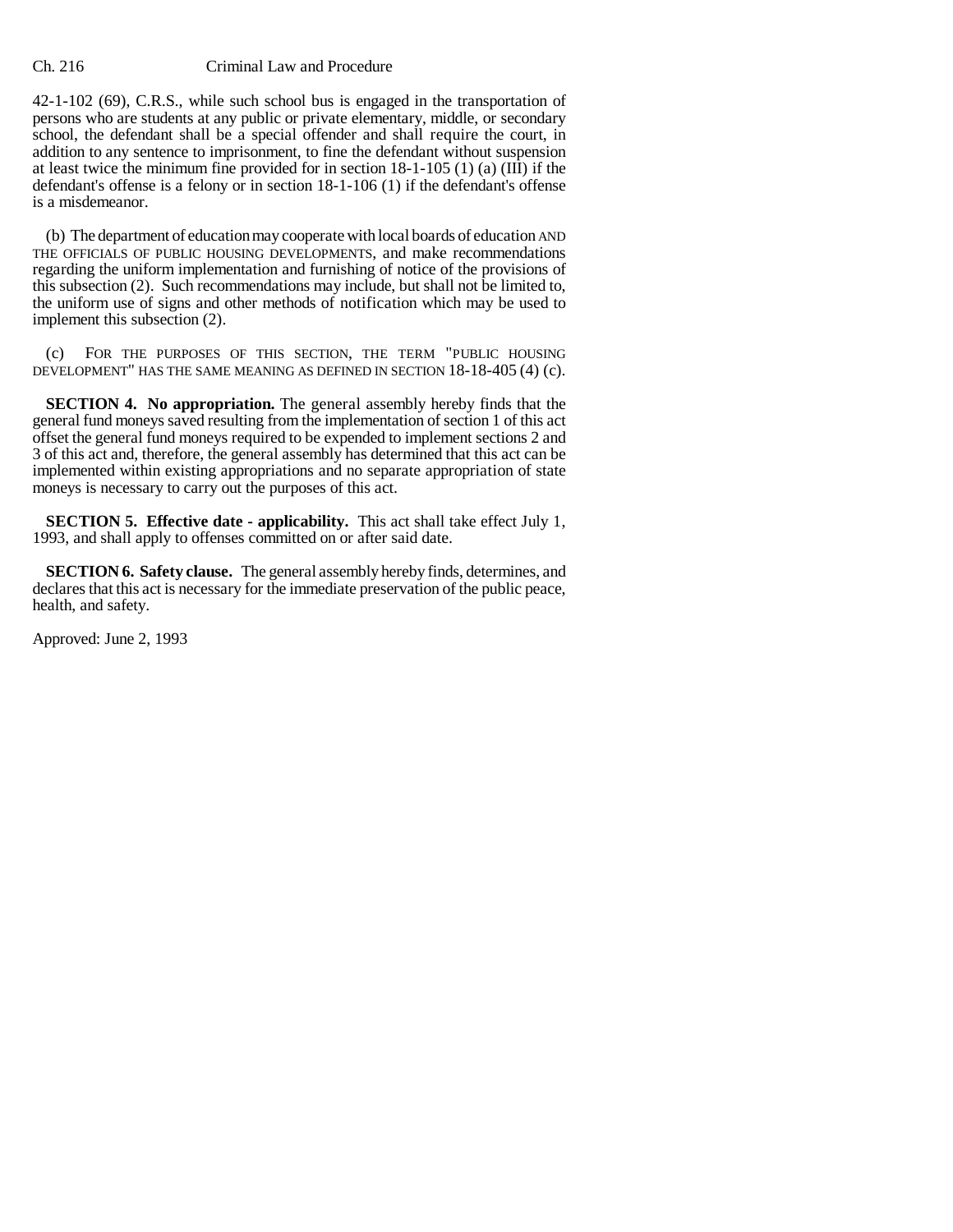42-1-102 (69), C.R.S., while such school bus is engaged in the transportation of persons who are students at any public or private elementary, middle, or secondary school, the defendant shall be a special offender and shall require the court, in addition to any sentence to imprisonment, to fine the defendant without suspension at least twice the minimum fine provided for in section 18-1-105 (1) (a) (III) if the defendant's offense is a felony or in section 18-1-106 (1) if the defendant's offense is a misdemeanor.

(b) The department of education may cooperate with local boards of education AND THE OFFICIALS OF PUBLIC HOUSING DEVELOPMENTS, and make recommendations regarding the uniform implementation and furnishing of notice of the provisions of this subsection (2). Such recommendations may include, but shall not be limited to, the uniform use of signs and other methods of notification which may be used to implement this subsection (2).

(c) FOR THE PURPOSES OF THIS SECTION, THE TERM "PUBLIC HOUSING DEVELOPMENT" HAS THE SAME MEANING AS DEFINED IN SECTION 18-18-405 (4) (c).

**SECTION 4. No appropriation.** The general assembly hereby finds that the general fund moneys saved resulting from the implementation of section 1 of this act offset the general fund moneys required to be expended to implement sections 2 and 3 of this act and, therefore, the general assembly has determined that this act can be implemented within existing appropriations and no separate appropriation of state moneys is necessary to carry out the purposes of this act.

**SECTION 5. Effective date - applicability.** This act shall take effect July 1, 1993, and shall apply to offenses committed on or after said date.

**SECTION 6. Safety clause.** The general assembly hereby finds, determines, and declares that this act is necessary for the immediate preservation of the public peace, health, and safety.

Approved: June 2, 1993